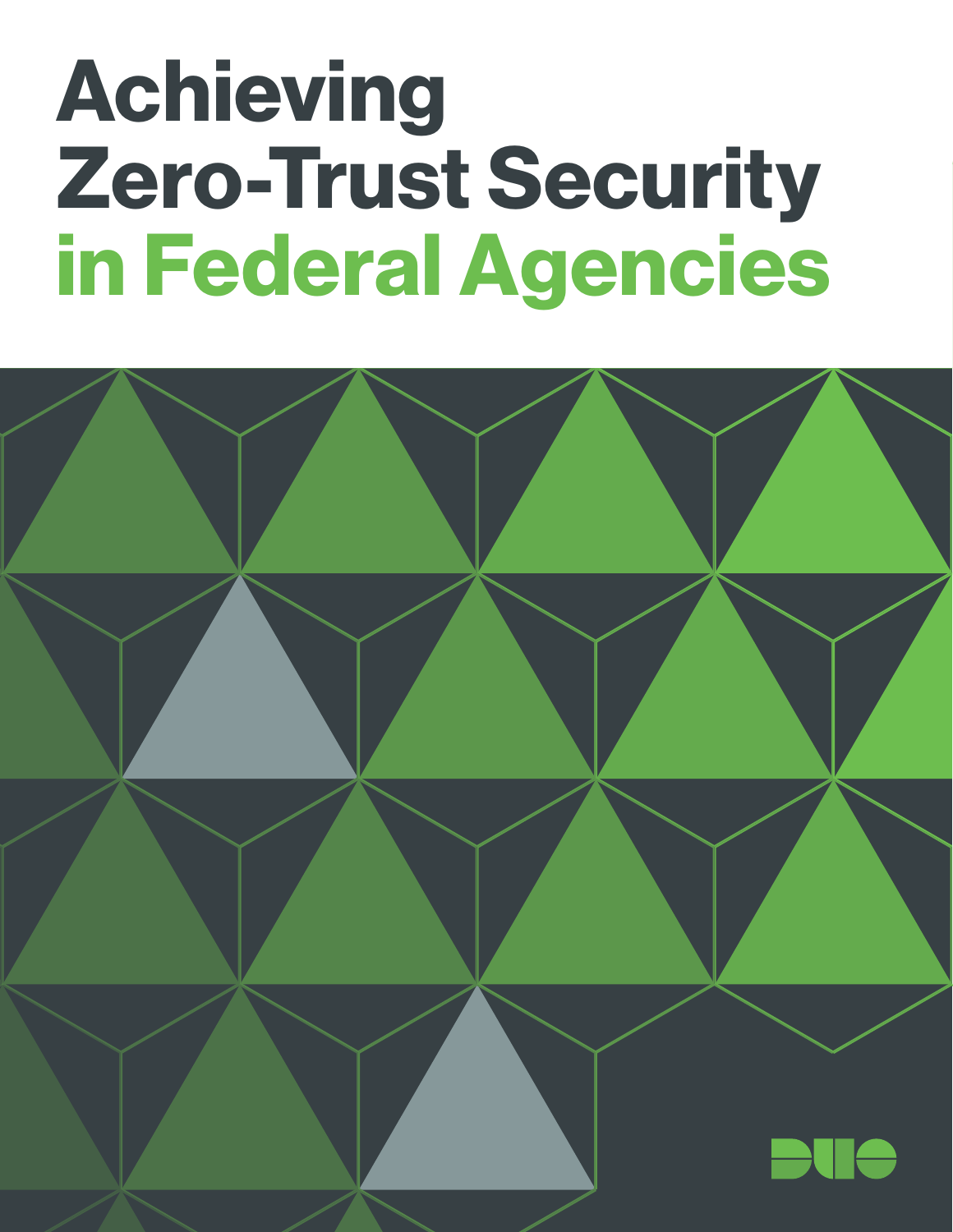# Achieving Zero-Trust Security in Federal Agencies

DUO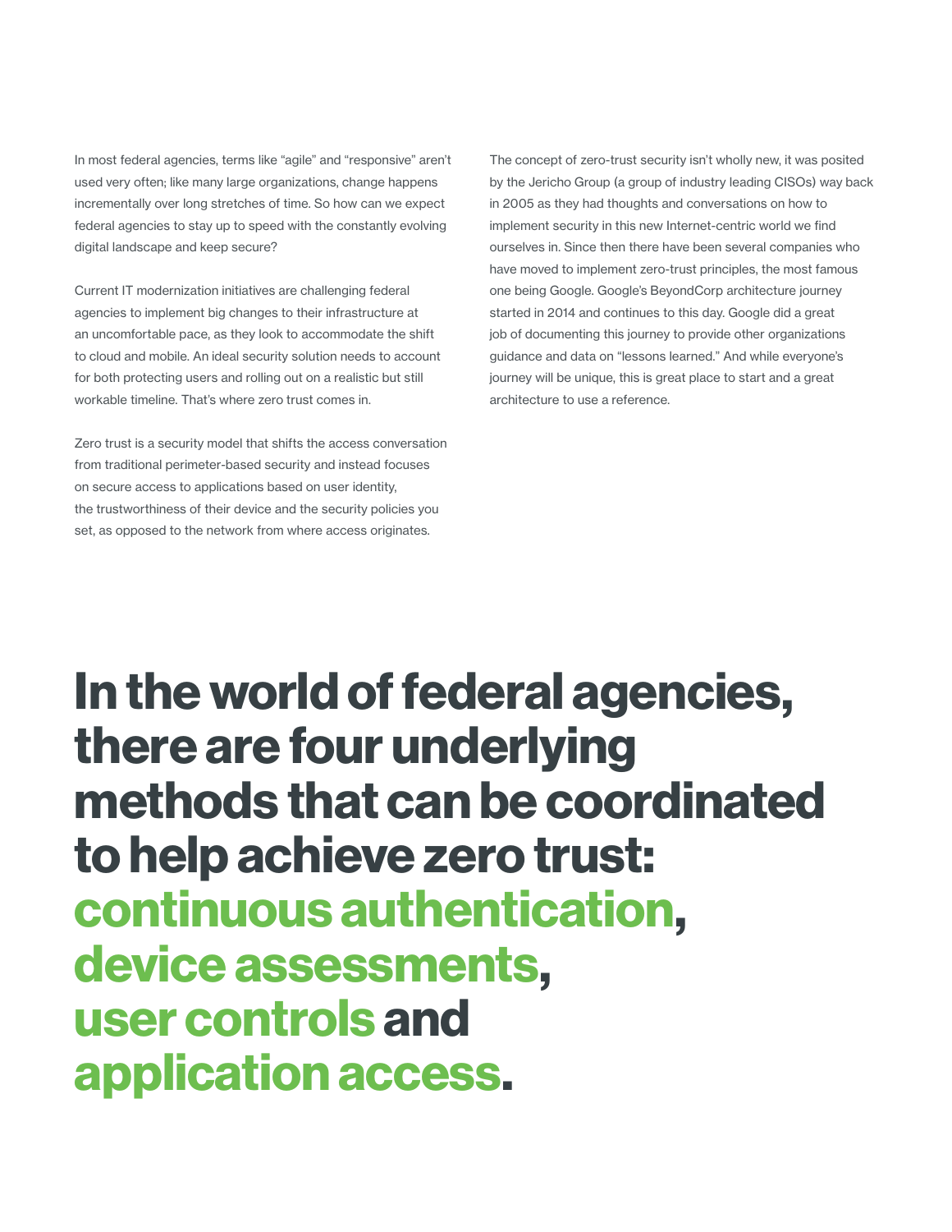In most federal agencies, terms like “agile” and “responsive” aren’t used very often; like many large organizations, change happens incrementally over long stretches of time. So how can we expect federal agencies to stay up to speed with the constantly evolving digital landscape and keep secure?

Current IT modernization initiatives are challenging federal agencies to implement big changes to their infrastructure at an uncomfortable pace, as they look to accommodate the shift to cloud and mobile. An ideal security solution needs to account for both protecting users and rolling out on a realistic but still workable timeline. That’s where zero trust comes in.

Zero trust is a security model that shifts the access conversation from traditional perimeter-based security and instead focuses on secure access to applications based on user identity, the trustworthiness of their device and the security policies you set, as opposed to the network from where access originates.

The concept of zero-trust security isn’t wholly new, it was posited by the Jericho Group (a group of industry leading CISOs) way back in 2005 as they had thoughts and conversations on how to implement security in this new Internet-centric world we find ourselves in. Since then there have been several companies who have moved to implement zero-trust principles, the most famous one being Google. Google’s BeyondCorp architecture journey started in 2014 and continues to this day. Google did a great job of documenting this journey to provide other organizations guidance and data on “lessons learned.” And while everyone’s journey will be unique, this is great place to start and a great architecture to use a reference.

# In the world of federal agencies, there are four underlying methods that can be coordinated to help achieve zero trust: continuous authentication, device assessments, user controls and application access.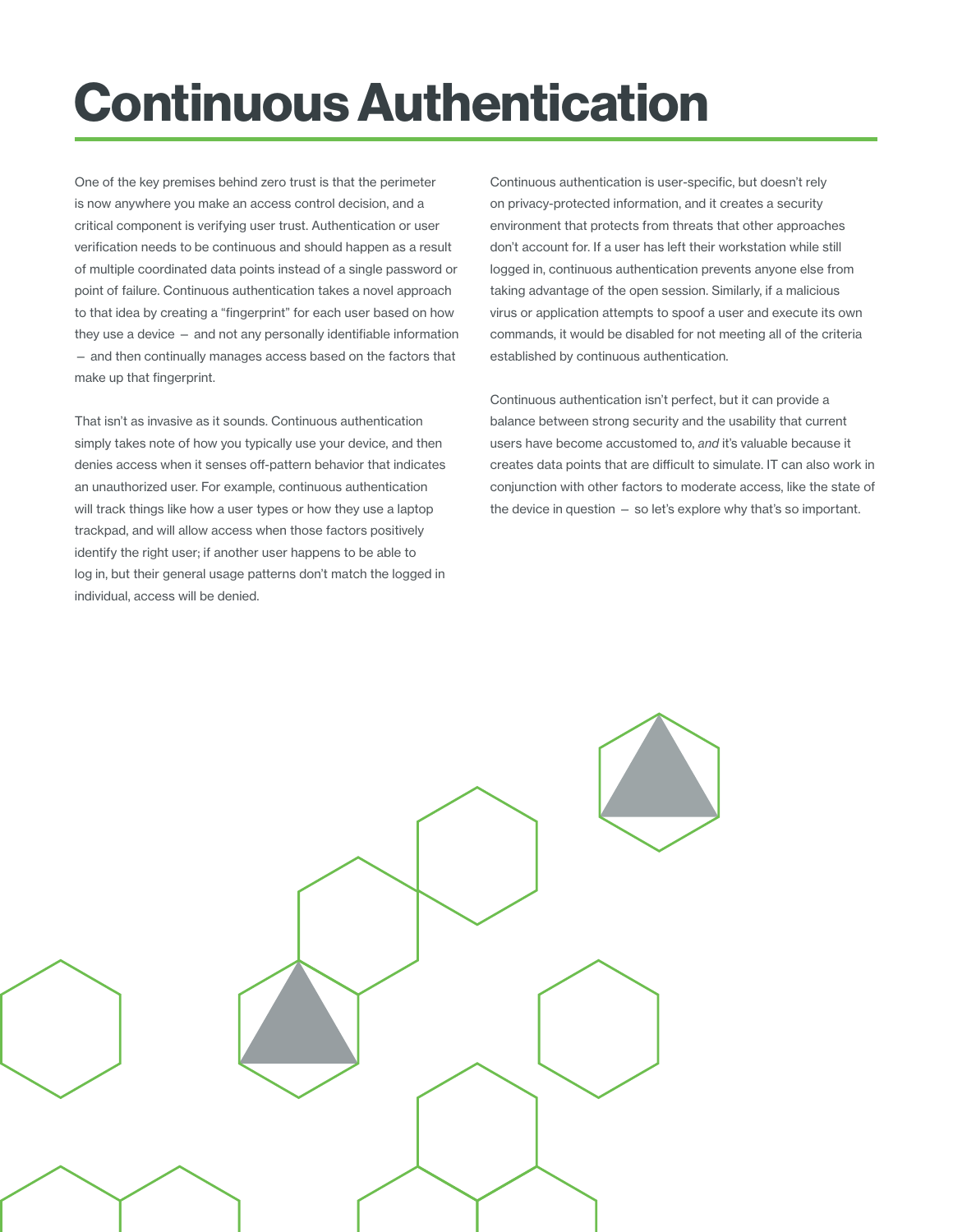# Continuous Authentication

One of the key premises behind zero trust is that the perimeter is now anywhere you make an access control decision, and a critical component is verifying user trust. Authentication or user verification needs to be continuous and should happen as a result of multiple coordinated data points instead of a single password or point of failure. Continuous authentication takes a novel approach to that idea by creating a "fingerprint" for each user based on how they use a device – and not any personally identifiable information – and then continually manages access based on the factors that make up that fingerprint.

That isn't as invasive as it sounds. Continuous authentication simply takes note of how you typically use your device, and then denies access when it senses off-pattern behavior that indicates an unauthorized user. For example, continuous authentication will track things like how a user types or how they use a laptop trackpad, and will allow access when those factors positively identify the right user; if another user happens to be able to log in, but their general usage patterns don't match the logged in individual, access will be denied.

Continuous authentication is user-specific, but doesn't rely on privacy-protected information, and it creates a security environment that protects from threats that other approaches don't account for. If a user has left their workstation while still logged in, continuous authentication prevents anyone else from taking advantage of the open session. Similarly, if a malicious virus or application attempts to spoof a user and execute its own commands, it would be disabled for not meeting all of the criteria established by continuous authentication.

Continuous authentication isn't perfect, but it can provide a balance between strong security and the usability that current users have become accustomed to, *and* it's valuable because it creates data points that are difficult to simulate. IT can also work in conjunction with other factors to moderate access, like the state of the device in question – so let's explore why that's so important.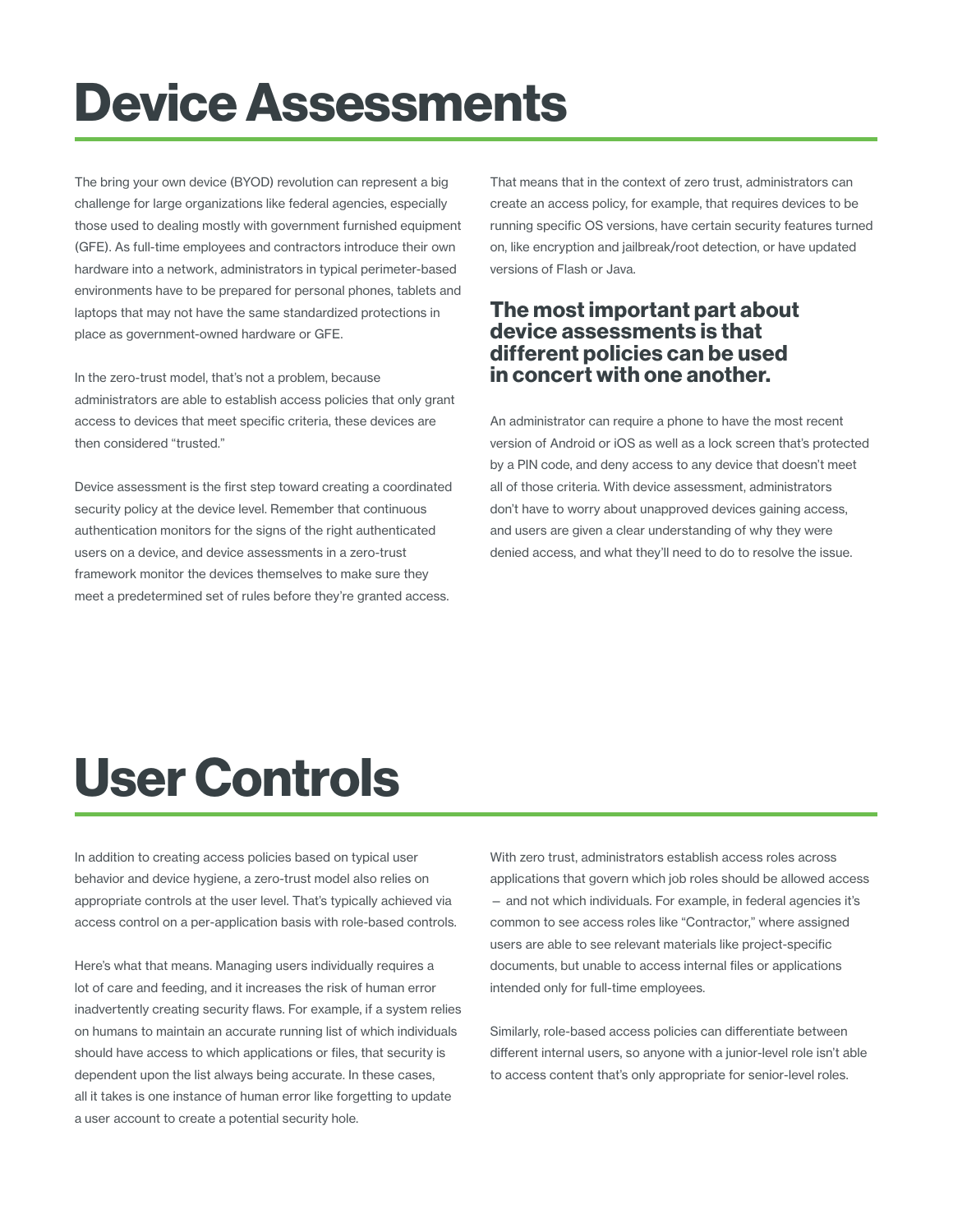# Device Assessments

The bring your own device (BYOD) revolution can represent a big challenge for large organizations like federal agencies, especially those used to dealing mostly with government furnished equipment (GFE). As full-time employees and contractors introduce their own hardware into a network, administrators in typical perimeter-based environments have to be prepared for personal phones, tablets and laptops that may not have the same standardized protections in place as government-owned hardware or GFE.

In the zero-trust model, that's not a problem, because administrators are able to establish access policies that only grant access to devices that meet specific criteria, these devices are then considered "trusted."

Device assessment is the first step toward creating a coordinated security policy at the device level. Remember that continuous authentication monitors for the signs of the right authenticated users on a device, and device assessments in a zero-trust framework monitor the devices themselves to make sure they meet a predetermined set of rules before they're granted access.

That means that in the context of zero trust, administrators can create an access policy, for example, that requires devices to be running specific OS versions, have certain security features turned on, like encryption and jailbreak/root detection, or have updated versions of Flash or Java.

**The most important part about device assessments is that different policies can be used in concert with one another.**

An administrator can require a phone to have the most recent version of Android or iOS as well as a lock screen that's protected by a PIN code, and deny access to any device that doesn't meet all of those criteria. With device assessment, administrators don't have to worry about unapproved devices gaining access, and users are given a clear understanding of why they were denied access, and what they'll need to do to resolve the issue.

# User Controls

In addition to creating access policies based on typical user behavior and device hygiene, a zero-trust model also relies on appropriate controls at the user level. That's typically achieved via access control on a per-application basis with role-based controls.

Here's what that means. Managing users individually requires a lot of care and feeding, and it increases the risk of human error inadvertently creating security flaws. For example, if a system relies on humans to maintain an accurate running list of which individuals should have access to which applications or files, that security is dependent upon the list always being accurate. In these cases, all it takes is one instance of human error like forgetting to update a user account to create a potential security hole.

With zero trust, administrators establish access roles across applications that govern which job roles should be allowed access – and not which individuals. For example, in federal agencies it's common to see access roles like "Contractor," where assigned users are able to see relevant materials like project-specific documents, but unable to access internal files or applications intended only for full-time employees.

Similarly, role-based access policies can differentiate between different internal users, so anyone with a junior-level role isn't able to access content that's only appropriate for senior-level roles.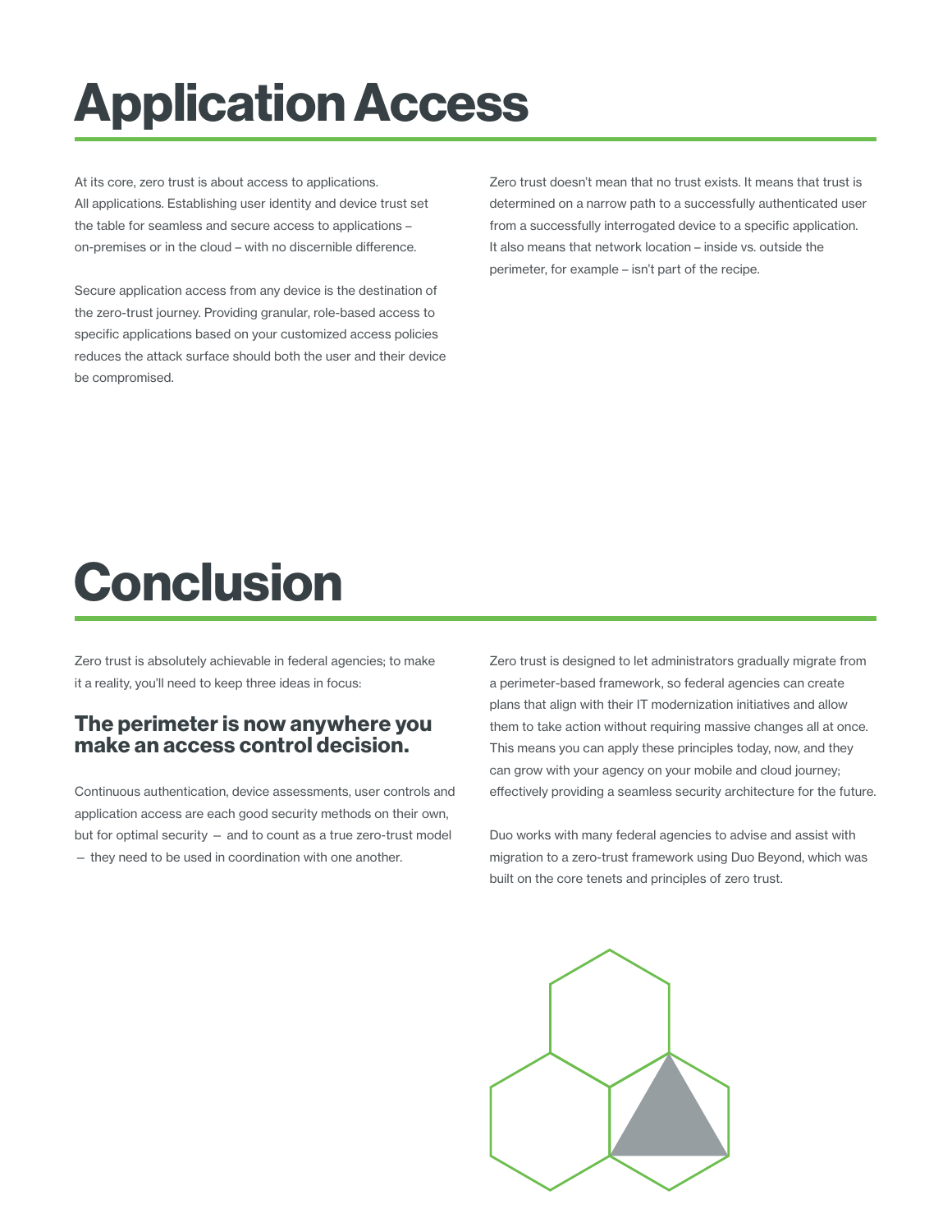# Application Access

At its core, zero trust is about access to applications. All applications. Establishing user identity and device trust set the table for seamless and secure access to applications – on-premises or in the cloud – with no discernible difference.

Secure application access from any device is the destination of the zero-trust journey. Providing granular, role-based access to specific applications based on your customized access policies reduces the attack surface should both the user and their device be compromised.

Zero trust doesn't mean that no trust exists. It means that trust is determined on a narrow path to a successfully authenticated user from a successfully interrogated device to a specific application. It also means that network location – inside vs. outside the perimeter, for example – isn't part of the recipe.

# Conclusion

Zero trust is absolutely achievable in federal agencies; to make it a reality, you'll need to keep three ideas in focus:

### The perimeter is now anywhere you make an access control decision.

Continuous authentication, device assessments, user controls and application access are each good security methods on their own, but for optimal security – and to count as a true zero-trust model – they need to be used in coordination with one another.

Zero trust is designed to let administrators gradually migrate from a perimeter-based framework, so federal agencies can create plans that align with their IT modernization initiatives and allow them to take action without requiring massive changes all at once. This means you can apply these principles today, now, and they can grow with your agency on your mobile and cloud journey; effectively providing a seamless security architecture for the future.

Duo works with many federal agencies to advise and assist with migration to a zero-trust framework using Duo Beyond, which was built on the core tenets and principles of zero trust.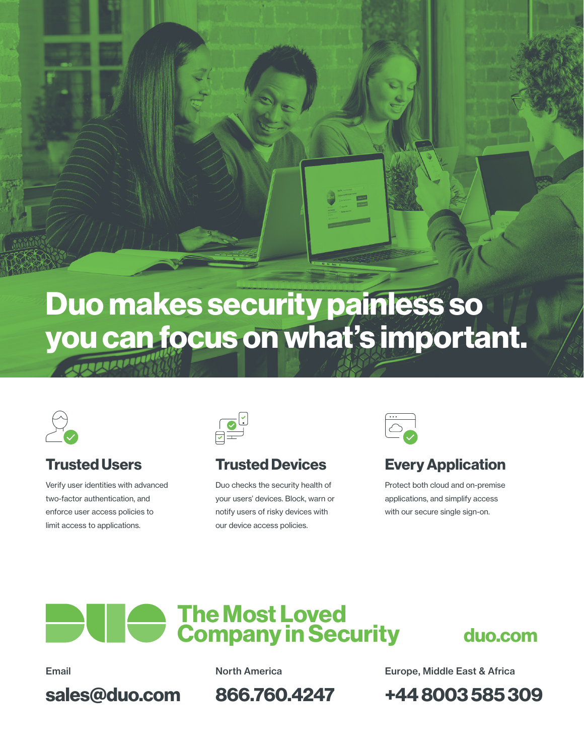# Duo makes security painless so you can focus on what's important.

### Trusted Users

Verify user identities with advanced two-factor authentication, and enforce user access policies to limit access to applications.

### Trusted Devices

Duo checks the security health of your users' devices. Block, warn or notify users of risky devices with our device access policies.

### Every Application

Protect both cloud and on-premise applications, and simplify access with our secure single sign-on.

## The Most Loved Company in Security

**duo.com**

Email

**sales@duo.com**

North America

**866.760.4247**

Europe, Middle East & Africa

**+44 8003 585 309**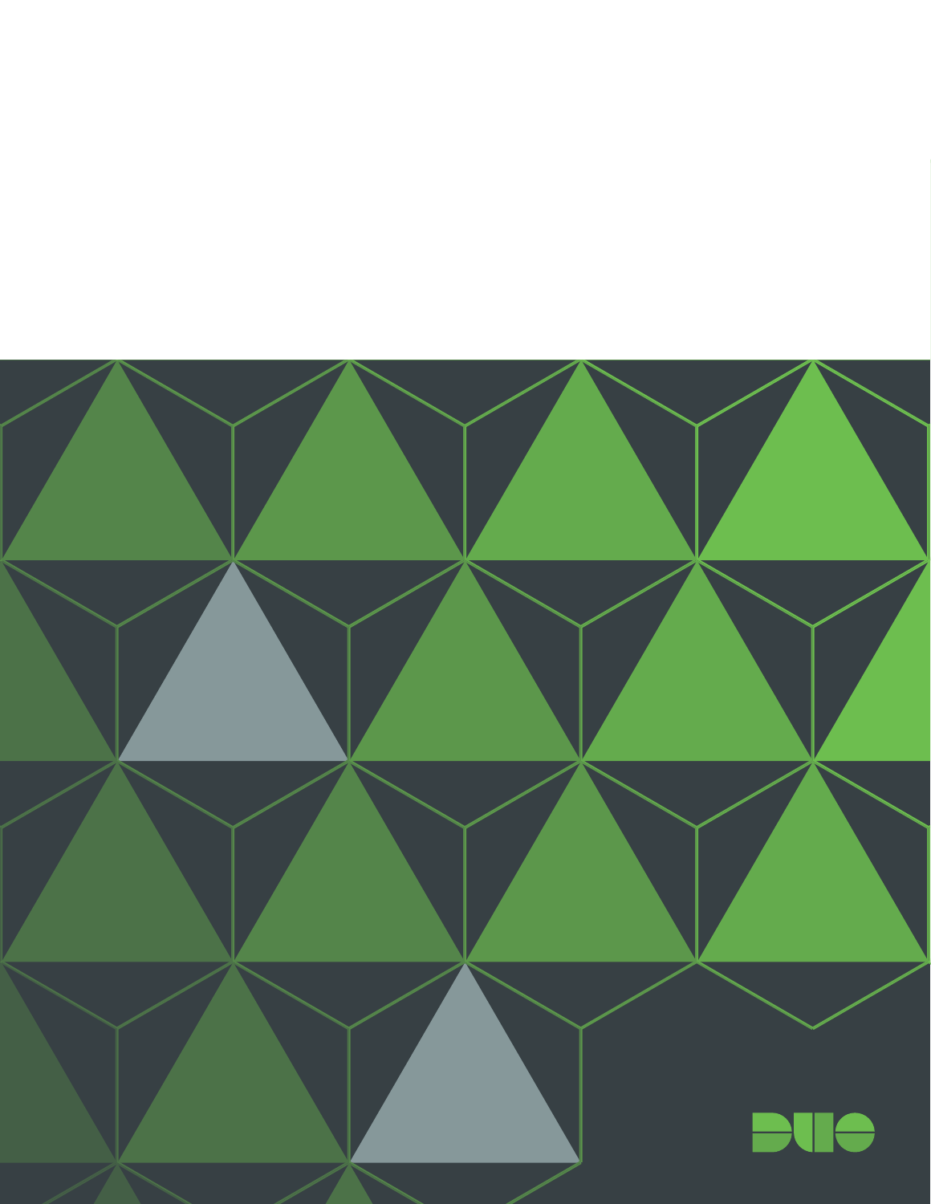DUO